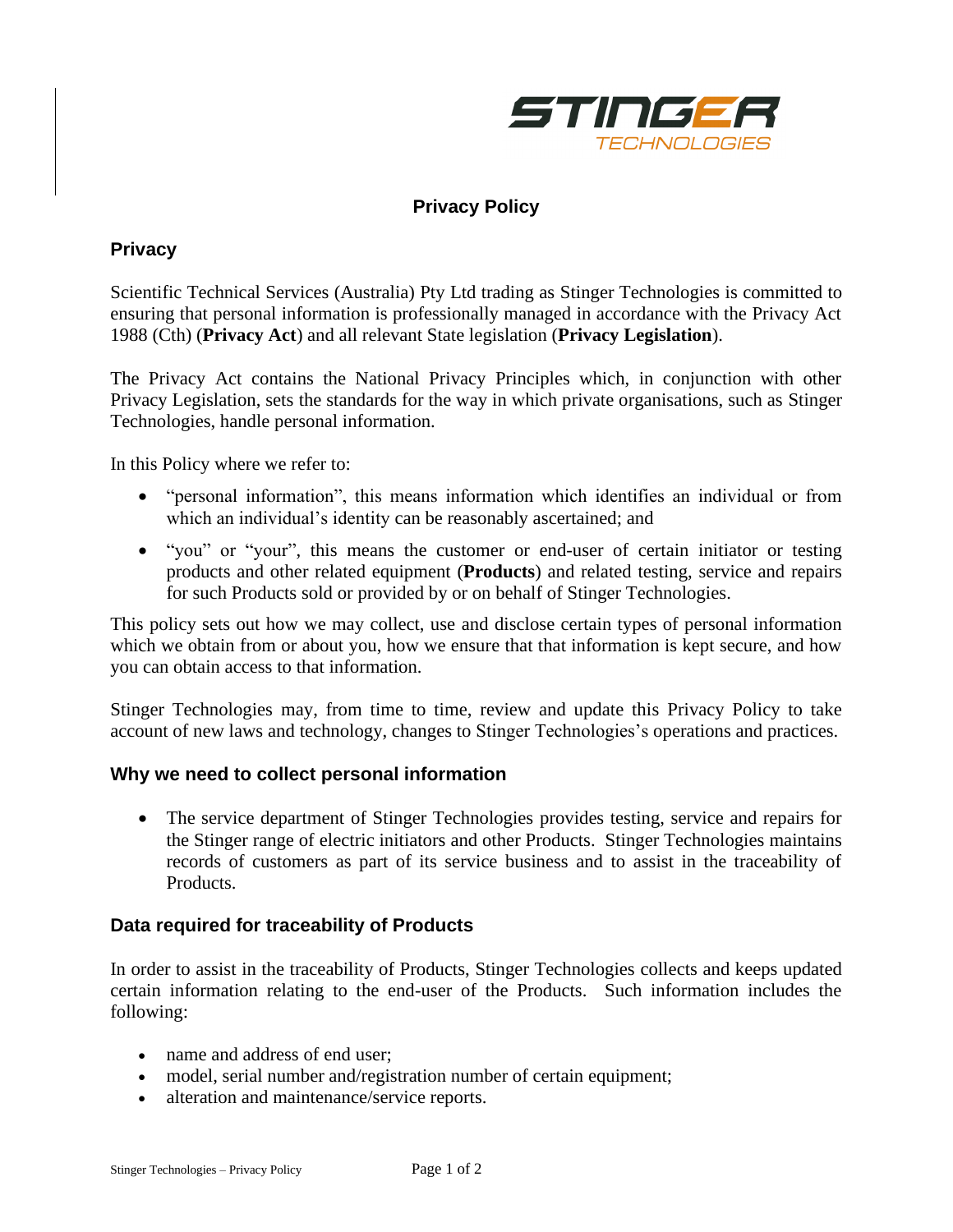# Privacy Policy

## Privacy

Scientific Technical Services (Australia) Pty Ltd trading as Stinger Technologies is committed to ensuring that personal information is professionally managed in accordance with the Privacy Act 1988 (Cth) (**Privacy Act**) and all relevant State legislation (**Privacy Legislation**).

The Privacy Act contains the National Privacy Principles which, in conjunction with other Privacy Legislation, sets the standards for the way in which private organisations, such as Stinger Technologies, handle personal information.

In this Policy where we refer to:

- "personal information", this means information which identifies an individual or from which an individual's identity can be reasonably ascertained; and
- "you" or "your", this means the customer or end-user of certain initiator or testing products and other related equipment (**Products**) and related testing, service and repairs for such Products sold or provided by or on behalf of Stinger Technologies.

This policy sets out how we may collect, use and disclose certain types of personal information which we obtain from or about you, how we ensure that that information is kept secure, and how you can obtain access to that information.

Stinger Technologies may, from time to time, review and update this Privacy Policy to take account of new laws and technology, changes to Stinger Technologies's operations and practices.

## Why we need to collect personal information

- The service department of Stinger Technologies provides testing, service and repairs for the Stinger range of electric initiators and other Products. Stinger Technologies maintains records of customers as part of its service business and to assist in the traceability of Products.

## Data required for traceability of Products

In order to assist in the traceability of Products, Stinger Technologies collects and keeps updated certain information relating to the end-user of the Products. Such information includes the following:

- name and address of end user;
- model, serial number and/registration number of certain equipment;
- alteration and maintenance/service reports.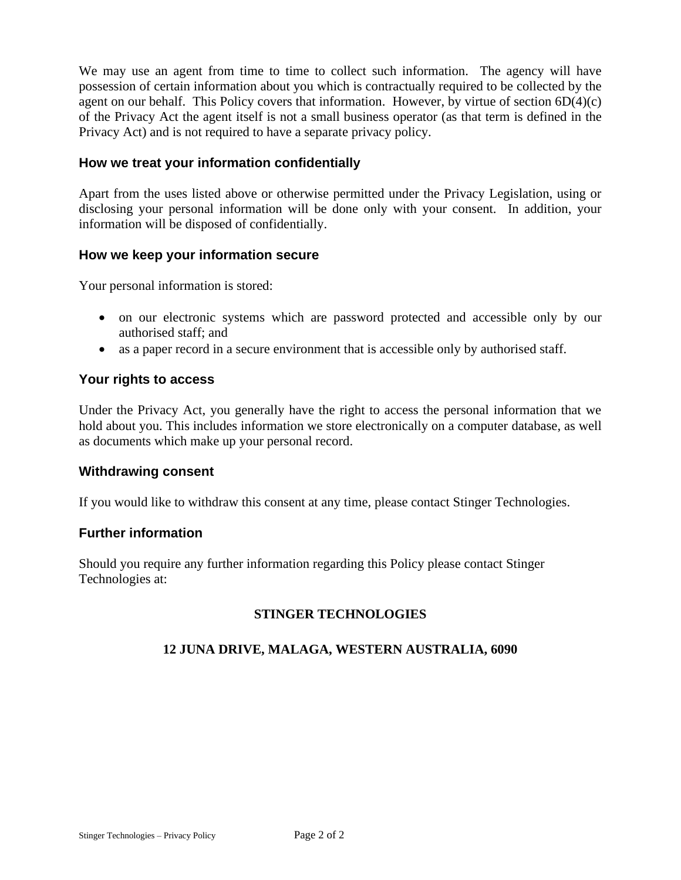We may use an agent from time to time to collect such information. The agency will have possession of certain information about you which is contractually required to be collected by the agent on our behalf. This Policy covers that information. However, by virtue of section 6D(4)(c) of the Privacy Act the agent itself is not a small business operator (as that term is defined in the Privacy Act) and is not required to have a separate privacy policy.

## How we treat your information confidentially

Apart from the uses listed above or otherwise permitted under the Privacy Legislation, using or disclosing your personal information will be done only with your consent. In addition, your information will be disposed of confidentially.

## How we keep your information secure

Your personal information is stored:

- on our electronic systems which are password protected and accessible only by our authorised staff; and
- as a paper record in a secure environment that is accessible only by authorised staff.

## Your rights to access

Under the Privacy Act, you generally have the right to access the personal information that we hold about you. This includes information we store electronically on a computer database, as well as documents which make up your personal record.

## Withdrawing consent

If you would like to withdraw this consent at any time, please contact Stinger Technologies.

## Further information

Should you require any further information regarding this Policy please contact Stinger Technologies at:

**STINGER TECHNOLOGIES**

**12 JUNA DRIVE, MALAGA, WESTERN AUSTRALIA, 6090**